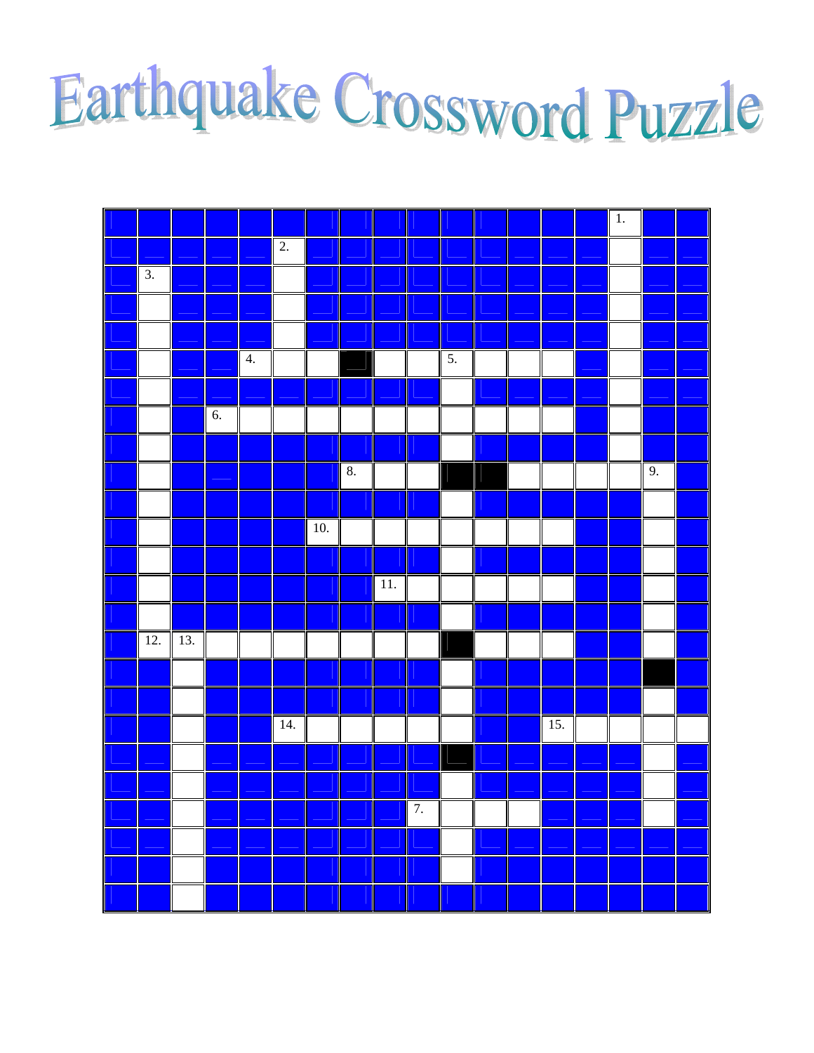# Earthquake Crossword Puzzle

| | | | | | | | | | | | | | | | | | |
|---|---|---|---|---|---|---|---|---|---|---|---|---|---|---|---|---|---|
| | | | | | | | | | | | | | | | 1. | | |
| | | | | | 2. | | | | | | | | | | | | |
| | 3. | | | | | | | | | | | | | | | | |
| | | | | | | | | | | | | | | | | | |
| | | | | | | | | | | | | | | | | | |
| | | | | 4. | | | | | | 5. | | | | | | | |
| | | | | | | | | | | | | | | | | | |
| | | | 6. | | | | | | | | | | | | | | |
| | | | | | | | | | | | | | | | | | |
| | | | | | | | 8. | | | | | | | | | 9. | |
| | | | | | | | | | | | | | | | | | |
| | | | | | | 10. | | | | | | | | | | | |
| | | | | | | | | | | | | | | | | | |
| | | | | | | | | 11. | | | | | | | | | |
| | | | | | | | | | | | | | | | | | |
| | 12. | 13. | | | | | | | | | | | | | | | |
| | | | | | | | | | | | | | | | | | |
| | | | | | | | | | | | | | | | | | |
| | | | | | 14. | | | | | | | | 15. | | | | |
| | | | | | | | | | | | | | | | | | |
| | | | | | | | | | | | | | | | | | |
| | | | | | | | | | 7. | | | | | | | | |
| | | | | | | | | | | | | | | | | | |
| | | | | | | | | | | | | | | | | | |
| | | | | | | | | | | | | | | | | | |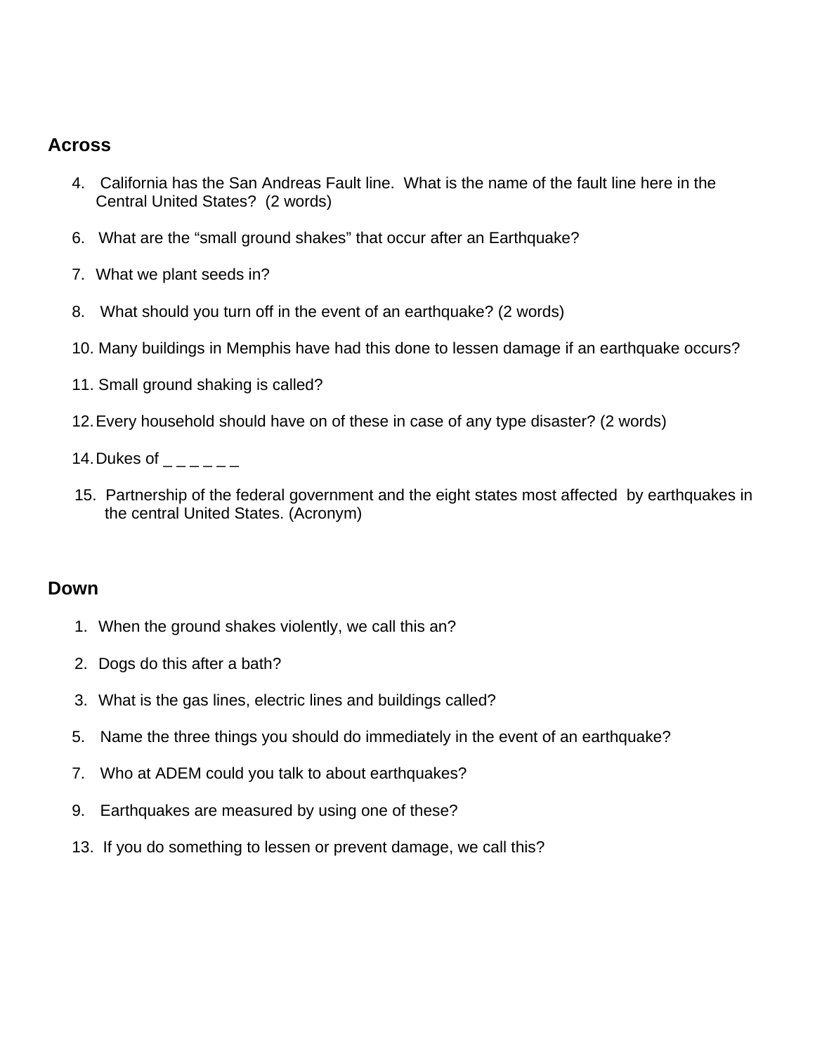## Across

4. California has the San Andreas Fault line. What is the name of the fault line here in the Central United States? (2 words)

6. What are the "small ground shakes" that occur after an Earthquake?

7. What we plant seeds in?

8. What should you turn off in the event of an earthquake? (2 words)

10. Many buildings in Memphis have had this done to lessen damage if an earthquake occurs?

11. Small ground shaking is called?

12. Every household should have on of these in case of any type disaster? (2 words)

14. Dukes of _ _ _ _ _ _

15. Partnership of the federal government and the eight states most affected by earthquakes in the central United States. (Acronym)

## Down

1. When the ground shakes violently, we call this an?

2. Dogs do this after a bath?

3. What is the gas lines, electric lines and buildings called?

5. Name the three things you should do immediately in the event of an earthquake?

7. Who at ADEM could you talk to about earthquakes?

9. Earthquakes are measured by using one of these?

13. If you do something to lessen or prevent damage, we call this?